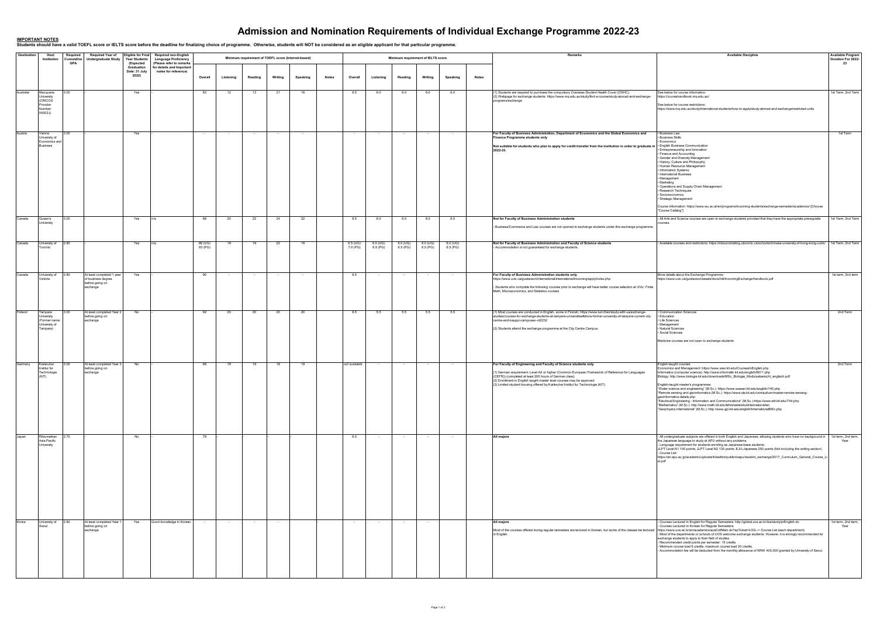# Admission and Nomination Requirements of Individual Exchange Programme 2022-23

**IMPORTANT NOTES**

**Students should have a valid TOEFL score or IELTS score before the deadline for finalizing choice of programme. Otherwise, students will NOT be considered as an eligible applicant for that particular programme.**

| Destination | Host Institution | Required Cumulative GPA | Required Year of Undergraduate Study | Eligible for Final Year Students (Expected Graduation Date: 31 July 2022) | Required non-English Language Proficiency (Please refer to remarks for details and important notes for reference) | Minimum requirement of TOEFL score (Internet-based) | | | | | | Minimum requirement of IELTS score | | | | | | Remarks | Available Discipline | Available Program Duration For 2022-23 |
|---|---|---|---|---|---|---|---|---|---|---|---|---|---|---|---|---|---|---|---|---|
| | | | | | | Overall | Listening | Reading | Writing | Speaking | Notes | Overall | Listening | Reading | Writing | Speaking | Notes | | | |
| Australia | Macquarie University (CRICOS Provider Number: 00002J) | 3.00 | - | Yes | - | 83 | 12 | 13 | 21 | 18 | | 6.5 | 6.0 | 6.0 | 6.0 | 6.0 | | (1) Students are required to purchase the compulsory Overseas Student Health Cover (OSHC).<br>(2) Webpage for exchange students: https://www.mq.edu.au/study/find-a-course/study-abroad-and-exchange-programs/exchange | See below for course information:<br>https://courseshandbook.mq.edu.au/<br><br>See below for course restrictions:<br>https://www.mq.edu.au/study/international-students/how-to-apply/study-abroad-and-exchange/restricted-units | 1st Term, 2nd Term |
| Austria | Vienna University of Economics and Business | 3.00 | - | Yes | - | - | - | - | - | - | | - | - | - | - | - | | **For Faculty of Business Administration, Department of Economics and the Global Economics and Finance Programme students only**<br><br>**Not suitable for students who plan to apply for credit transfer from the institution in order to graduate in 2022-23.** | • Business Law<br>• Business Skills<br>• Economics<br>• English Business Communication<br>• Entrepreneurship and Innovation<br>• Finance and Accounting<br>• Gender and Diversity Management<br>• History, Culture and Philosophy<br>• Human Resource Management<br>• Information Systems<br>• International Business<br>• Management<br>• Marketing<br>• Operations and Supply Chain Management<br>• Research Techniques<br>• Socioeconomics<br>• Strategic Management<br><br>Course information: https://www.wu.ac.at/en/programs/incoming-students/exchange-semester/academics/ [Choose "Course Catalog"] | 1st Term |
| Canada | Queen's University | 3.00 | - | Yes | n/a | 88 | 20 | 22 | 24 | 22 | | 6.5 | 6.0 | 6.0 | 6.0 | 6.0 | | **Not for Faculty of Business Administration students**<br><br>- Business/Commerce and Law courses are not opened to exchange students under this exchange programme. | - All Arts and Science courses are open to exchange students provided that they have the appropriate prerequisite courses. | 1st Term, 2nd Term |
| Canada | University of Toronto | 2.80 | - | Yes | n/a | 89 (UG)<br>93 (PG) | 19 | 19 | 22 | 19 | | 6.5 (UG)<br>7.0 (PG) | 6.0 (UG)<br>6.5 (PG) | 6.0 (UG)<br>6.5 (PG) | 6.0 (UG)<br>6.5 (PG) | 6.0 (UG)<br>6.5 (PG) | | **Not for Faculty of Business Administration and Faculty of Science students**<br>- Accommodation is not guaranteed for exchange students. | - Available courses and restrictions: https://inboundvisiting.utoronto.ca/schools/chinese-university-of-hong-kong-cuhk/ | 1st Term, 2nd Term |
| Canada | University of Victoria | 2.80 | At least completed 1 year of business degree before going on exchange | Yes | - | 90 | - | - | - | - | | 6.5 | - | - | - | - | | **For Faculty of Business Administration students only**<br>https://www.uvic.ca/gustavson/international/international/incoming/apply/index.php<br><br>- Students who complete the following courses prior to exchange will have better course selection at UVic: Finite Math, Microeconomics, and Statistics courses | More details about the Exchange Programme:<br>https://www.uvic.ca/gustavson/assets/docs/intl/IncomingExchangeHandbook.pdf | 1st term, 2nd term |
| Finland | Tampere University (Former name: University of Tampere) | 3.00 | At least completed Year 2 before going on exchange | No | - | 92 | 20 | 20 | 20 | 20 | | 6.5 | 5.5 | 5.5 | 5.5 | 5.5 | | (1) Most courses are conducted in English, some in Finnish: https://www.tuni.fi/en/study-with-us/exchange-studies/courses-for-exchange-students-at-tampere-universities#show-former-university-of-tampere-current-city-centre-and-kauppi-campuses--id2232<br><br>(2) Students attend the exchange programme at the City Centre Campus. | • Communication Sciences<br>• Education<br>• Life Sciences<br>• Management<br>• Natural Sciences<br>• Social Sciences<br><br>Medicine courses are not open to exchange students | 2nd Term |
| Germany | Karlsruher Institut fur Technologie (KIT) | 3.00 | At least completed Year 3 before going on exchange | No | - | 89 | 19 | 19 | 19 | 19 | | not available | - | - | - | - | | **For Faculty of Engineering and Faculty of Science students only**<br><br>(1) German requirement: Level A2 or higher (Common European Framework of Reference for Languages (CEFR)) (completed at least 200 hours of German class)<br>(2) Enrollment in English taught master level courses may be approved<br>(3) Limited student housing offered by Karlsruher Institut fur Technologie (KIT) | English-taught courses:<br>Economics and Management: https://www.wiwi.kit.edu/CoursesInEnglish.php<br>Informatics (computer science): http://www.informatik.kit.edu/english/8911.php<br>Biology: http://www.biologie.kit.edu/downloads/MSc_Biologie_Moduluebersicht_englisch.pdf<br><br>English-taught master's programmes:<br>"Water science and engineering" (M.Sc.): https://www.wasser.kit.edu/english/140.php<br>"Remote sensing and geoinformatics (M.Sc.): https://www.ale.kit.edu/vorstudium/master-remote-sensing-geoinformatics-details.php<br>"Electrical Engineering - Information and Communications" (M.Sc.) https://www.etit.kit.edu/744.php<br>"Mathematics" (M.Sc.): http://www.math.kit.edu/lehre/seite/studinternational/en<br>"Geophysics International" (M.Sc.): http://www.gpi.kit.edu/english/InternationalMSc.php | 2nd Term |
| Japan | Ritsumeikan Asia Pacific University | 2.70 | - | No | - | 79 | - | - | - | - | | 6.0 | - | - | - | - | | **All majors** | - All undergraduate subjects are offered in both English and Japanese, allowing students who have no background in the Japanese language to study at APU without any problems.<br>- Language requirement for students enrolling as Japanese-basis students:<br>JLPT Level N1 100 points; JLPT Level N2 135 points; EJU-Japanese 250 points (Not including the writing section)<br>- Course List:<br>https://en.apu.ac.jp/academic/uploads/fckeditor/public/oapu/student_exchange/2017_Curriculum_General_Course_List.pdf | 1st term, 2nd term, Year |
| Korea | University of Seoul | 2.80 | At least completed Year 1 before going on exchange | Yes | Good knowledge in Korean | - | - | - | - | | | - | - | - | - | | | **All majors**<br><br>Most of the courses offered during regular semesters are lectured in Korean, but some of the classes be lectured in English. | - Courses Lectured in English for Regular Semesters: http://global.uos.ac.kr/ics/study/prEnglish.do<br>- Courses Lectured in Korean for Regular Semesters:<br>https://www.uos.ac.kr/en/academics/acaCollMain.do?epTicket=LOG--> Course List (each department)<br>- Most of the departments or schools of UOS welcome exchange students. However, it is strongly recommended for exchange students to apply to their field of studies.<br>- Recommended credit points per semester: 15 credits<br>- Minimum course load 6 credits, maximum course load 20 credits.<br>- Accommodation fee will be deducted from the monthly allowance of KRW 400,000 granted by University of Seoul. | 1st term, 2nd term, Year |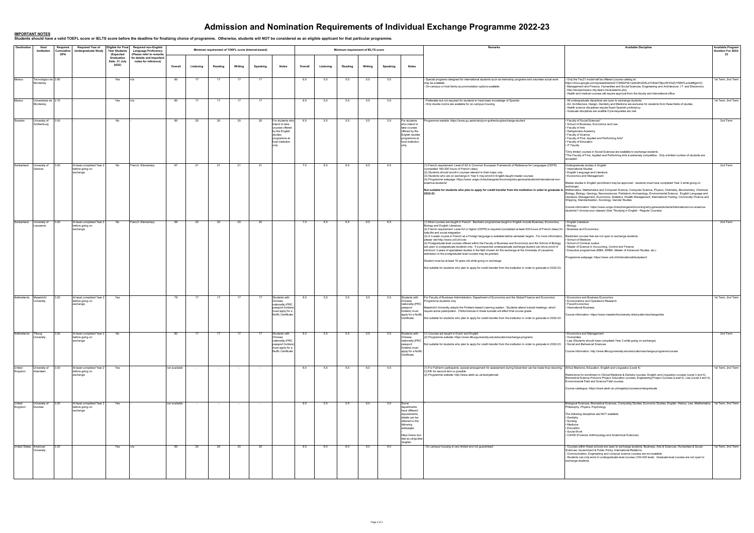# Admission and Nomination Requirements of Individual Exchange Programme 2022-23

**IMPORTANT NOTES**

**Students should have a valid TOEFL score or IELTS score before the deadline for finalizing choice of programme. Otherwise, students will NOT be considered as an eligible applicant for that particular programme.**

| Destination | Host Institution | Required Cumulative GPA | Required Year of Undergraduate Study | Eligible for Final Year Students (Expected Graduation Date: 31 July 2022) | Required non-English Language Proficiency (Please refer to remarks for details and important notes for reference) | Minimum requirement of TOEFL score (Internet-based) | | | | | | Minimum requirement of IELTS score | | | | | | Remarks | Available Discipline | Available Program Duration For 2022-23 |
|---|---|---|---|---|---|---|---|---|---|---|---|---|---|---|---|---|---|---|---|---|
| | | | | | | Overall | Listening | Reading | Writing | Speaking | Notes | Overall | Listening | Reading | Writing | Speaking | Notes | | | |
| Mexico | Tecnologico de Monterrey | 2.80 | - | Yes | n/a | 80 | 17 | 17 | 17 | 17 | | 6.5 | 5.5 | 5.5 | 5.5 | 5.5 | | - Special programs designed for international students such as internship programs and volunteer social work may be available.<br>- On-campus or host family accommodation options available. | - Only the Tec21 model will be offered (course catalog at https://docs.google.com/spreadsheets/d/1CMSkFbk1addQKG2i5LsYV8dsY3fpmSHCkZvYf3NFLw/edit#gid=0)<br>- Management and Finance, Humanities and Social Sciences, Engineering and Architecture, I.T. and Electronics<br>- http://studyinmexico.mty.itesm.mx/academic.php<br>- Health and medical courses will require approval from the faculty and international office | 1st Term, 2nd Term |
| Mexico | Universidad de Monterrey | 2.70 | - | Yes | n/a | 80 | 17 | 17 | 17 | 17 | | 6.5 | 5.5 | 5.5 | 5.5 | 5.5 | | - Preferable but not required for students to have basic knowledge of Spanish.<br>- Only double rooms are available for on-campus housing. | - All undergraduate disciplines are open to exchange students.<br>- Art, Architecture, Design, Dentistry and Medicine are exclusive for students from these fields of studies.<br>- Health science disciplines require fluent Spanish proficiency.<br>- Graduate disciplines are availble if pre-requisites are met. | 1st Term, 2nd Term |
| Sweden | University of Gothenburg | 3.00 | - | No | - | 90 | 20 | 20 | 20 | 20 | For students who intend to take courses offered by the English studies programme at host institution only. | 6.5 | 5.5 | 5.5 | 5.5 | 5.5 | For students who intend to take courses offered by the English studies programme at host institution only. | Programme website: https://www.gu.se/en/study-in-gothenburg/exchange-student | • Faculty of Social Sciences*<br>• School of Business, Economics and Law<br>• Faculty of Arts<br>• Sahlgrenska Academy<br>• Faculty of Science<br>• Faculty of Fine, Applied and Performing Arts*<br>• Faculty of Education<br>• IT Faculty<br><br>*Only limited courses in Social Sciences are available to exchange students.<br>*The Faculty of Fine, Applied and Performing Arts is extremely competitive. Only a limited number of students are accepted. | 2nd Term |
| Switzerland | University of Geneva | 3.00 | At least completed Year 2 before going on exchange | No | French: Elementary | 97 | 21 | 21 | 21 | 21 | | 7.0 | 6.5 | 6.5 | 6.5 | 6.5 | | (1) French requirement: Level of A2 in Common European Framework of Reference for Languages (CEFR) (completed 180-200 hours of French class)<br>(2) Students should enroll in courses relevant to their major only<br>(3) Students who are on exchange in Year 4 may enroll in English-taught master courses<br>(4) Programme webpage: https://www.unige.ch/exchange/en/incoming/why-geneva/students/international-non-erasmus-students/<br><br>**Not suitable for students who plan to apply for credit transfer from the institution in order to graduate in 2022-23.** | Undergraduate studies in English<br>• International Studies<br>• English Language and Literature<br>• Economics and Management<br><br>Master studies in English (enrollment may be approved - students must have completed Year 3 while going on exchange)<br>Mathematics, Mathematics and Computer Science, Computer Science, Physics, Chemistry, Biochemistry, Chemical Biology, Biology, Geology, Neurosciences, Prehistoric Archaeology, Environmental Science, English Language and Literature, Management, Economics, Statistics, Wealth Management, International Trading, Commodity Finance and Shipping, Standardization, Sociology, Gender Studies<br><br>Course information: https://www.unige.ch/exchange/en/incoming/why-geneva/students/international-non-erasmus-students/1-choose-your-classes/ (See "Studying in English - Regular Courses) | 2nd Term |
| Switzerland | University of Lausanne | 3.00 | At least completed Year 2 before going on exchange | No | French: Elementary | 89 | 20 | 20 | 20 | 20 | | 7.0 | 6.5 | 6.5 | 6.5 | 6.5 | | (1) Most courses are taught in French. Bachelor programmes taught in English include Business, Economics, Biology and English Literature.<br>(2) French requirement: Level A2 or higher (CEFR) is required (completed at least 200 hours of French class) for daily life and social integration.<br>(3) A 3-week course in French as a Foreign language is available before semester begins. For more information, please visit http://www.unil.ch/cvac<br>(4) Postgraduate level courses offered within the Faculty of Business and Economics and the School of Biology are open to postgraduate students only. If a prospective undergraduate exchange student can show proof of minimum 3 years of specialised studies in the field chosen for the exchange at the University of Lausanne, admission to the postgraduate level courses may be granted.<br><br>Student must be at least 18 years old while going on exchange<br><br>Not suitable for students who plan to apply for credit transfer from the institution in order to graduate in 2022-23. | • English Literature<br>• Biology<br>• Business and Economics<br><br>Restricted courses that are not open to exchange students:<br>• School of Medicine<br>• School of Criminal Justice<br>• Master of Science in Accounting, Control and Finance<br>• Executive programmes (MBA, EMBA, Master of Advanced Studies, etc.)<br><br>Programme webpage: https://www.unil.ch/international/studyatunil | 2nd Term |
| Netherlands | Maastricht University | 3.00 | At least completed Year 2 before going on exchange | Yes | - | 79 | 17 | 17 | 17 | 17 | Students with Chinese nationality (PRC passport holders) must apply for a Nuffic Certificate. | 6.0 | 5.5 | 5.5 | 5.5 | 5.5 | Students with Chinese nationality (PRC passport holders) must apply for a Nuffic Certificate. | For Faculty of Business Administration, Department of Economics and the Global Finance and Economics Programme students only<br><br>Maastricht University adopts the Problem-based Learning system. Students attend tutorial meetings, which require active participation. Performances in these tutorials will affect final course grade.<br><br>Not suitable for students who plan to apply for credit transfer from the institution in order to graduate in 2022-23. | • Economics and Business Economics<br>• Econometrics and Operations Research<br>• Fiscal Economics<br>• International Business<br><br>Course information: https://www.maastrichtuniversity.nl/education/exchange/sbe | 1st Term, 2nd Term |
| Netherlands | Tilburg University | 3.00 | At least completed Year 2 before going on exchange | No | - | 80 | 17 | 17 | 17 | 17 | Students with Chinese nationality (PRC passport holders) must apply for a Nuffic Certificate. | 6.0 | 5.5 | 5.5 | 5.5 | 5.5 | Students with Chinese nationality (PRC passport holders) must apply for a Nuffic Certificate. | (1) Courses are taught in Dutch and English<br>(2) Programme website: https://www.tilburguniversity.edu/education/exchange-programs<br><br>Not suitable for students who plan to apply for credit transfer from the institution in order to graduate in 2022-23. | • Economics and Management<br>• Humanities<br>• Law (Students should have completed Year 2 while going on exchange)<br>• Social and Behavioral Sciences<br><br>Course information: http://www.tilburguniversity.edu/education/exchange-programs/courses | 2nd Term |
| United Kingdom | University of Aberdeen | 3.00 | At least completed Year 2 before going on exchange | Yes | - | not available | - | - | - | - | | 6.0 | 5.5 | 5.5 | 6.0 | 5.5 | | (1) For Fall term participants, special arrangement for assessment during December can be made thus returning CUHK for second term is possible<br>(2) Programme website: http://www.abdn.ac.uk/studyabroad | All but Medicine, Education, English and Linguistics (Level 4)<br><br>Restrictions for enrollment in Clinical Medicine & Dentistry courses, English and Linguistics courses (Level 3 and 4), Biomedical Science Honours Project, Education courses, Engineering Project Course (Level 4), Law (Level 3 and 4), Environmental Field and Science Field courses.<br><br>Course catalogue: https://www.abdn.ac.uk/registry/courses/undergraduate | 1st Term, 2nd Term |
| United Kingdom | University of Dundee | 3.00 | At least completed Year 2 before going on exchange | Yes | - | not available | - | - | - | - | | 6.5 | 5.5 | 5.5 | 6.0 | 5.5 | Some departments have different requirements, details can be referred to the following webpages<br>-<br>https://www.dundee.ac.uk/guides/english- | - | Biological Sciences, Biomedical Sciences, Computing Studies, Economic Studies, English, History, Law, Mathematics, Philosophy, Physics, Psychology<br><br>The following disciplines are NOT available:<br>• Dentistry<br>• Nursing<br>• Medicine<br>• Education<br>• Social Work<br>• CAHID (Forensic Anthropology and Anatomical Sciences) | 1st Term, 2nd Term |
| United States | American University | 3.00 | - | Yes | n/a | 85 | 20 | 20 | 20 | 20 | | 6.5 | 6.0 | 6.0 | 6.0 | 6.0 | | - On-campus housing is very limited and not guaranteed | - Courses within these schools are open to exchange students: Business; Arts & Sciences; Humanities & Social Sciences; Government & Public Policy; International Relations.<br>- Communication, Engineering and computer science courses are not available.<br>- Students can only enrol in undergraduate level courses (100-400 level). Graduate level courses are not open to exchange students. | 1st Term, 2nd Term |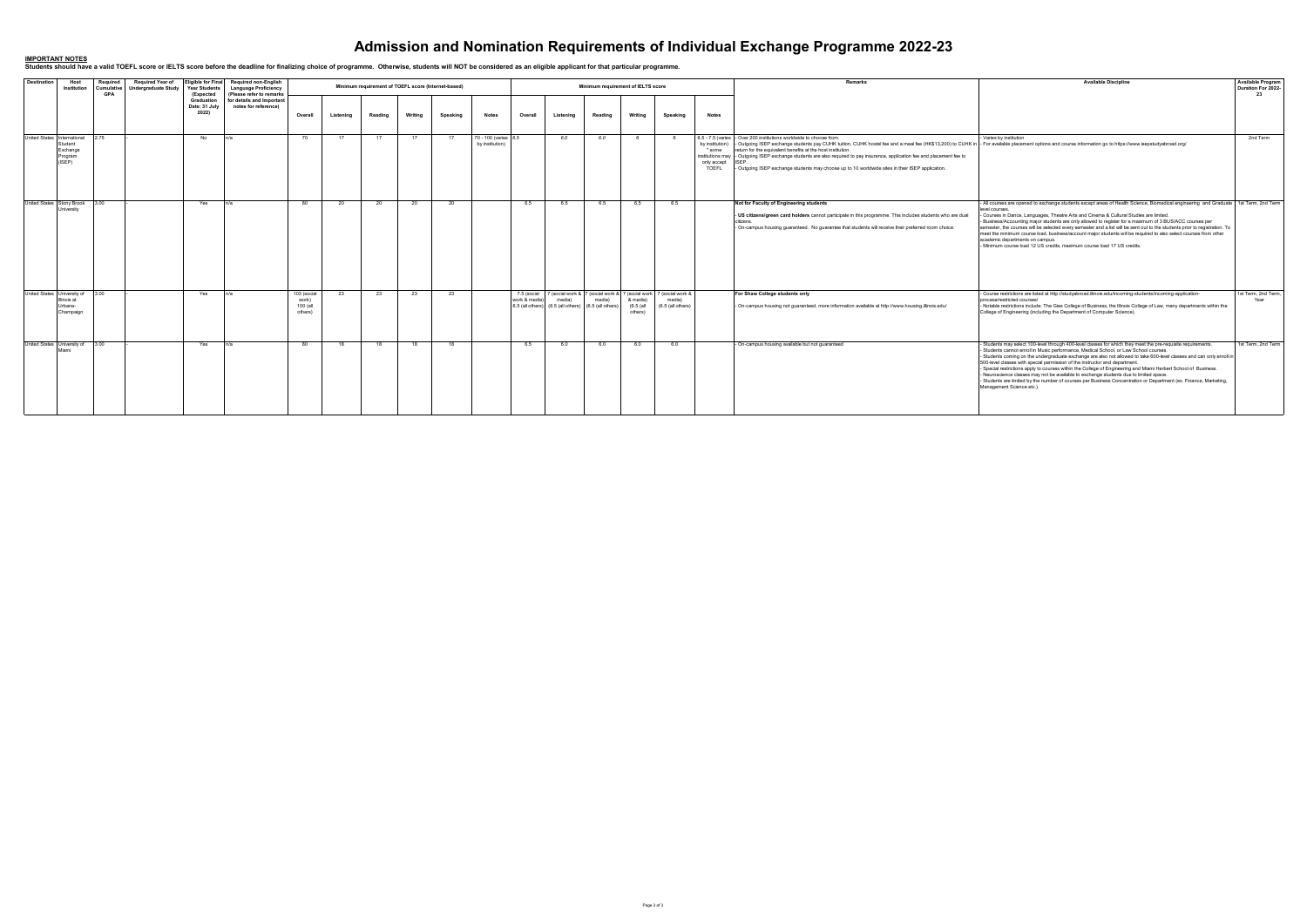# Admission and Nomination Requirements of Individual Exchange Programme 2022-23

**IMPORTANT NOTES**

**Students should have a valid TOEFL score or IELTS score before the deadline for finalizing choice of programme. Otherwise, students will NOT be considered as an eligible applicant for that particular programme.**

| Destination | Host Institution | Required Cumulative GPA | Required Year of Undergraduate Study | Eligible for Final Year Students (Expected Graduation Date: 31 July 2022) | Required non-English Language Proficiency (Please refer to remarks for details and important notes for reference) | Minimum requirement of TOEFL score (Internet-based) | | | | | | Minimum requirement of IELTS score | | | | | | Remarks | Available Discipline | Available Program Duration For 2022-23 |
|---|---|---|---|---|---|---|---|---|---|---|---|---|---|---|---|---|---|---|---|---|
| | | | | | | Overall | Listening | Reading | Writing | Speaking | Notes | Overall | Listening | Reading | Writing | Speaking | Notes | | | |
| United States | International Student Exchange Program (ISEP) | 2.75 | - | No | n/a | 70 | 17 | 17 | 17 | 17 | 70 - 100 (varies by institution) | 6.5 | 6.0 | 6.0 | 6 | 6 | 6.5 - 7.5 (varies by institution) * some institutions may only accept TOEFL | - Over 200 institutions worldwide to choose from.<br>- Outgoing ISEP exchange students pay CUHK tuition, CUHK hostel fee and a meal fee (HK$13,200) to CUHK in return for the equivalent benefits at the host institution.<br>- Outgoing ISEP exchange students are also required to pay insurance, application fee and placement fee to ISEP.<br>- Outgoing ISEP exchange students may choose up to 10 worldwide sites in their ISEP application. | - Varies by institution<br>- For available placement options and course information go to https://www.isepstudyabroad.org/ | 2nd Term |
| United States | Stony Brook University | 3.00 | - | Yes | n/a | 80 | 20 | 20 | 20 | 20 | | 6.5 | 6.5 | 6.5 | 6.5 | 6.5 | | **Not for Faculty of Engineering students**<br>- **US citizens/green card holders** cannot participate in this programme. This includes students who are dual citizens.<br>- On-campus housing guaranteed. No guarantee that students will receive their preferred room choice. | - All courses are opened to exchange students except areas of Health Science, Biomedical engineering and Graduate level courses.<br>- Courses in Dance, Languages, Theatre Arts and Cinema & Cultural Studies are limited.<br>- Business/Accounting major students are only allowed to register for a maximum of 3 BUS/ACC courses per semester, the courses will be selected every semester and a list will be sent out to the students prior to registration. To meet the minimum course load, business/account major students will be required to also select courses from other academic departments on campus.<br>- Minimum course load 12 US credits, maximum course load 17 US credits. | 1st Term, 2nd Term |
| United States | University of Illinois at Urbana-Champaign | 3.00 | - | Yes | n/a | 103 (social work)<br>100 (all others) | 23 | 23 | 23 | 23 | | 7.5 (social work & media)<br>6.5 (all others) | 7 (social work & media)<br>(6.5 (all others) | 7 (social work & media)<br>(6.5 (all others) | 7 (social work & media)<br>(6.5 (all others) | 7 (social work & media)<br>(6.5 (all others) | | **For Shaw College students only**<br>- On-campus housing not guaranteed, more information available at http://www.housing.illinois.edu/ | - Course restrictions are listed at http://studyabroad.illinois.edu/incoming-students/incoming-application-process/restricted-courses/<br>- Notable restrictions include: The Gies College of Business, the Illinois College of Law, many departments within the College of Engineering (including the Department of Computer Science). | 1st Term, 2nd Term, Year |
| United States | University of Miami | 3.00 | - | Yes | n/a | 80 | 18 | 18 | 18 | 18 | | 6.5 | 6.0 | 6.0 | 6.0 | 6.0 | | - On-campus housing available but not guaranteed | - Students may select 100-level through 400-level classes for which they meet the pre-requisite requirements.<br>- Students cannot enroll in Music performance, Medical School, or Law School courses.<br>- Students coming on the undergraduate exchange are also not allowed to take 600-level classes and can only enroll in 500-level classes with special permission of the instructor and department.<br>- Special restrictions apply to courses within the College of Engineering and Miami Herbert School of Business.<br>- Neuroscience classes may not be available to exchange students due to limited space.<br>- Students are limited by the number of courses per Business Concentration or Department (ex. Finance, Marketing, Management Science etc.). | 1st Term, 2nd Term |